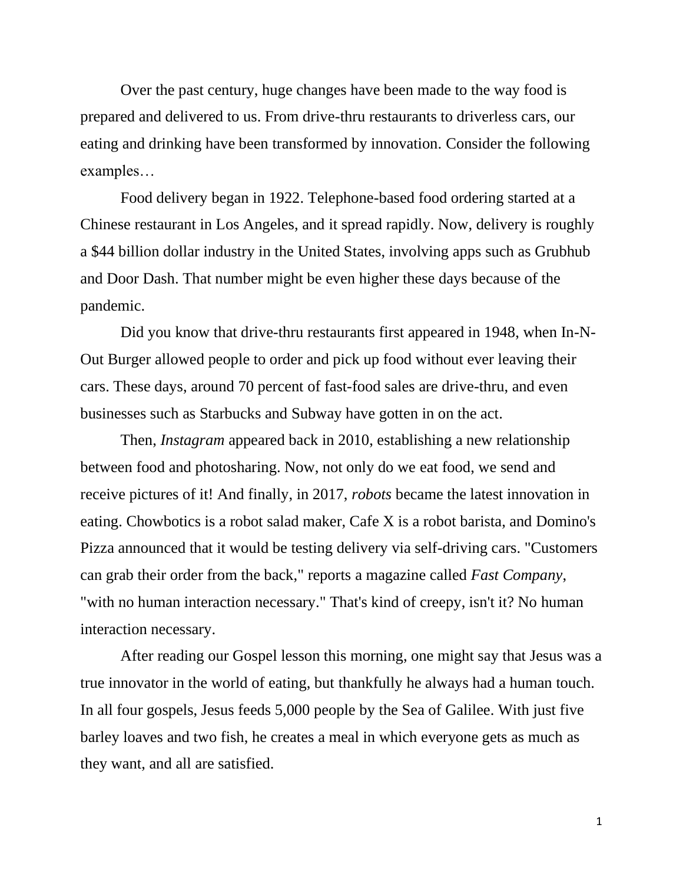Over the past century, huge changes have been made to the way food is prepared and delivered to us. From drive-thru restaurants to driverless cars, our eating and drinking have been transformed by innovation. Consider the following examples…

Food delivery began in 1922. Telephone-based food ordering started at a Chinese restaurant in Los Angeles, and it spread rapidly. Now, delivery is roughly a $44 billion dollar industry in the United States, involving apps such as Grubhub and Door Dash. That number might be even higher these days because of the pandemic.

Did you know that drive-thru restaurants first appeared in 1948, when In-N-Out Burger allowed people to order and pick up food without ever leaving their cars. These days, around 70 percent of fast-food sales are drive-thru, and even businesses such as Starbucks and Subway have gotten in on the act.

Then, *Instagram* appeared back in 2010, establishing a new relationship between food and photosharing. Now, not only do we eat food, we send and receive pictures of it! And finally, in 2017, *robots* became the latest innovation in eating. Chowbotics is a robot salad maker, Cafe X is a robot barista, and Domino's Pizza announced that it would be testing delivery via self-driving cars. "Customers can grab their order from the back," reports a magazine called *Fast Company*, "with no human interaction necessary." That's kind of creepy, isn't it? No human interaction necessary.

After reading our Gospel lesson this morning, one might say that Jesus was a true innovator in the world of eating, but thankfully he always had a human touch. In all four gospels, Jesus feeds 5,000 people by the Sea of Galilee. With just five barley loaves and two fish, he creates a meal in which everyone gets as much as they want, and all are satisfied.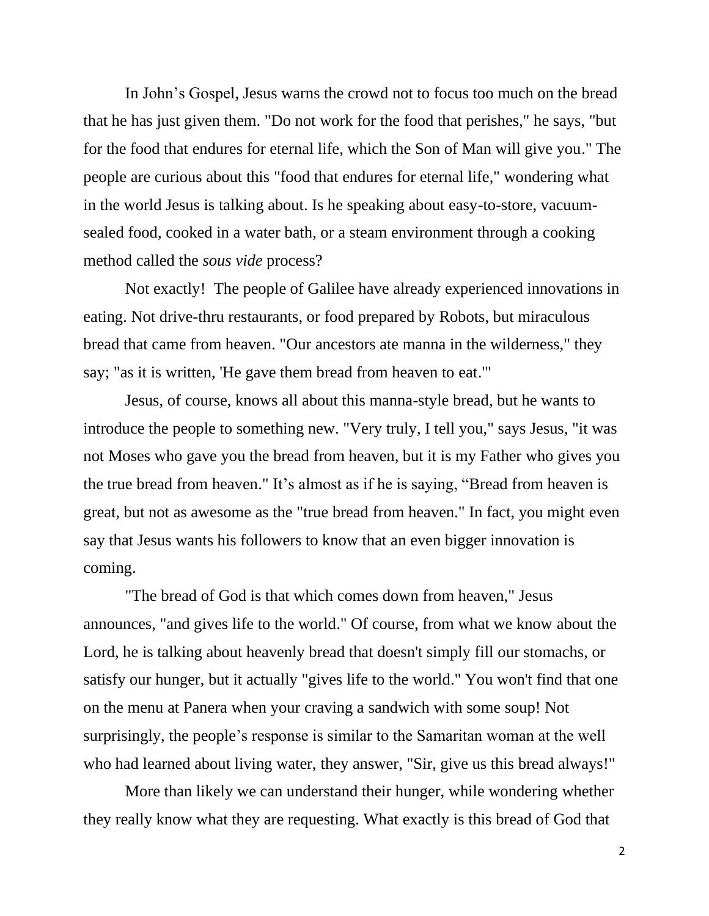In John's Gospel, Jesus warns the crowd not to focus too much on the bread that he has just given them. "Do not work for the food that perishes," he says, "but for the food that endures for eternal life, which the Son of Man will give you." The people are curious about this "food that endures for eternal life," wondering what in the world Jesus is talking about. Is he speaking about easy-to-store, vacuum-sealed food, cooked in a water bath, or a steam environment through a cooking method called the *sous vide* process?

Not exactly! The people of Galilee have already experienced innovations in eating. Not drive-thru restaurants, or food prepared by Robots, but miraculous bread that came from heaven. "Our ancestors ate manna in the wilderness," they say; "as it is written, 'He gave them bread from heaven to eat.'"

Jesus, of course, knows all about this manna-style bread, but he wants to introduce the people to something new. "Very truly, I tell you," says Jesus, "it was not Moses who gave you the bread from heaven, but it is my Father who gives you the true bread from heaven." It's almost as if he is saying, "Bread from heaven is great, but not as awesome as the "true bread from heaven." In fact, you might even say that Jesus wants his followers to know that an even bigger innovation is coming.

"The bread of God is that which comes down from heaven," Jesus announces, "and gives life to the world." Of course, from what we know about the Lord, he is talking about heavenly bread that doesn't simply fill our stomachs, or satisfy our hunger, but it actually "gives life to the world." You won't find that one on the menu at Panera when your craving a sandwich with some soup! Not surprisingly, the people's response is similar to the Samaritan woman at the well who had learned about living water, they answer, "Sir, give us this bread always!"

More than likely we can understand their hunger, while wondering whether they really know what they are requesting. What exactly is this bread of God that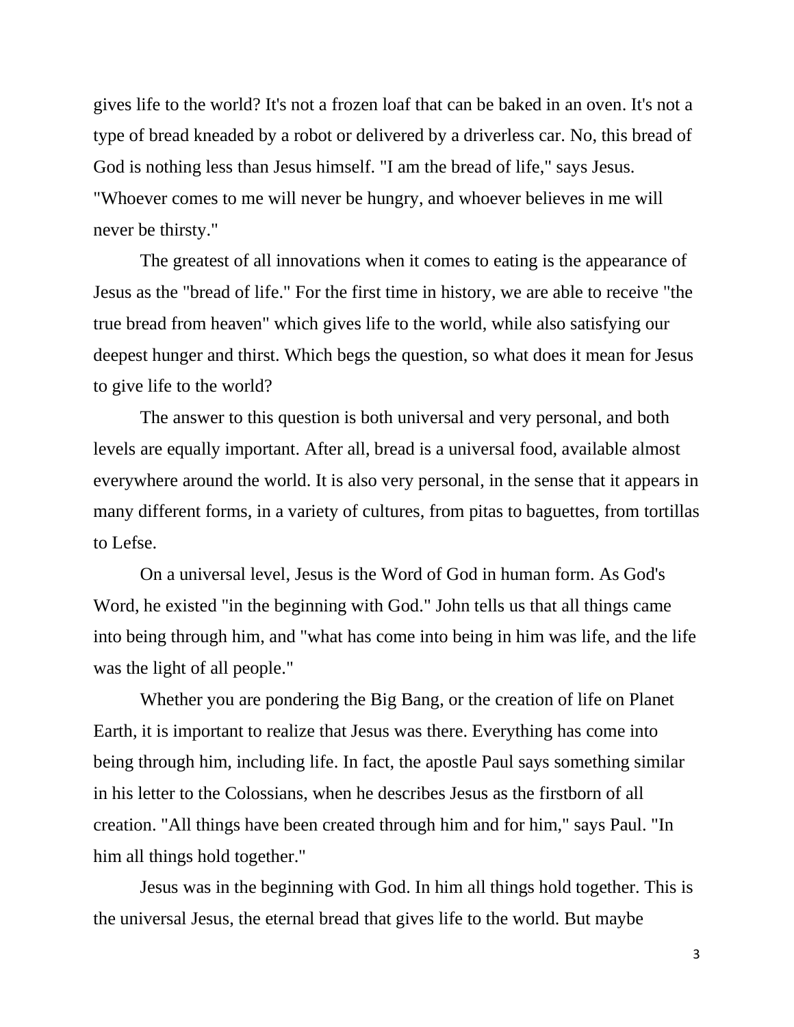gives life to the world? It's not a frozen loaf that can be baked in an oven. It's not a type of bread kneaded by a robot or delivered by a driverless car. No, this bread of God is nothing less than Jesus himself. "I am the bread of life," says Jesus. "Whoever comes to me will never be hungry, and whoever believes in me will never be thirsty."

The greatest of all innovations when it comes to eating is the appearance of Jesus as the "bread of life." For the first time in history, we are able to receive "the true bread from heaven" which gives life to the world, while also satisfying our deepest hunger and thirst. Which begs the question, so what does it mean for Jesus to give life to the world?

The answer to this question is both universal and very personal, and both levels are equally important. After all, bread is a universal food, available almost everywhere around the world. It is also very personal, in the sense that it appears in many different forms, in a variety of cultures, from pitas to baguettes, from tortillas to Lefse.

On a universal level, Jesus is the Word of God in human form. As God's Word, he existed "in the beginning with God." John tells us that all things came into being through him, and "what has come into being in him was life, and the life was the light of all people."

Whether you are pondering the Big Bang, or the creation of life on Planet Earth, it is important to realize that Jesus was there. Everything has come into being through him, including life. In fact, the apostle Paul says something similar in his letter to the Colossians, when he describes Jesus as the firstborn of all creation. "All things have been created through him and for him," says Paul. "In him all things hold together."

Jesus was in the beginning with God. In him all things hold together. This is the universal Jesus, the eternal bread that gives life to the world. But maybe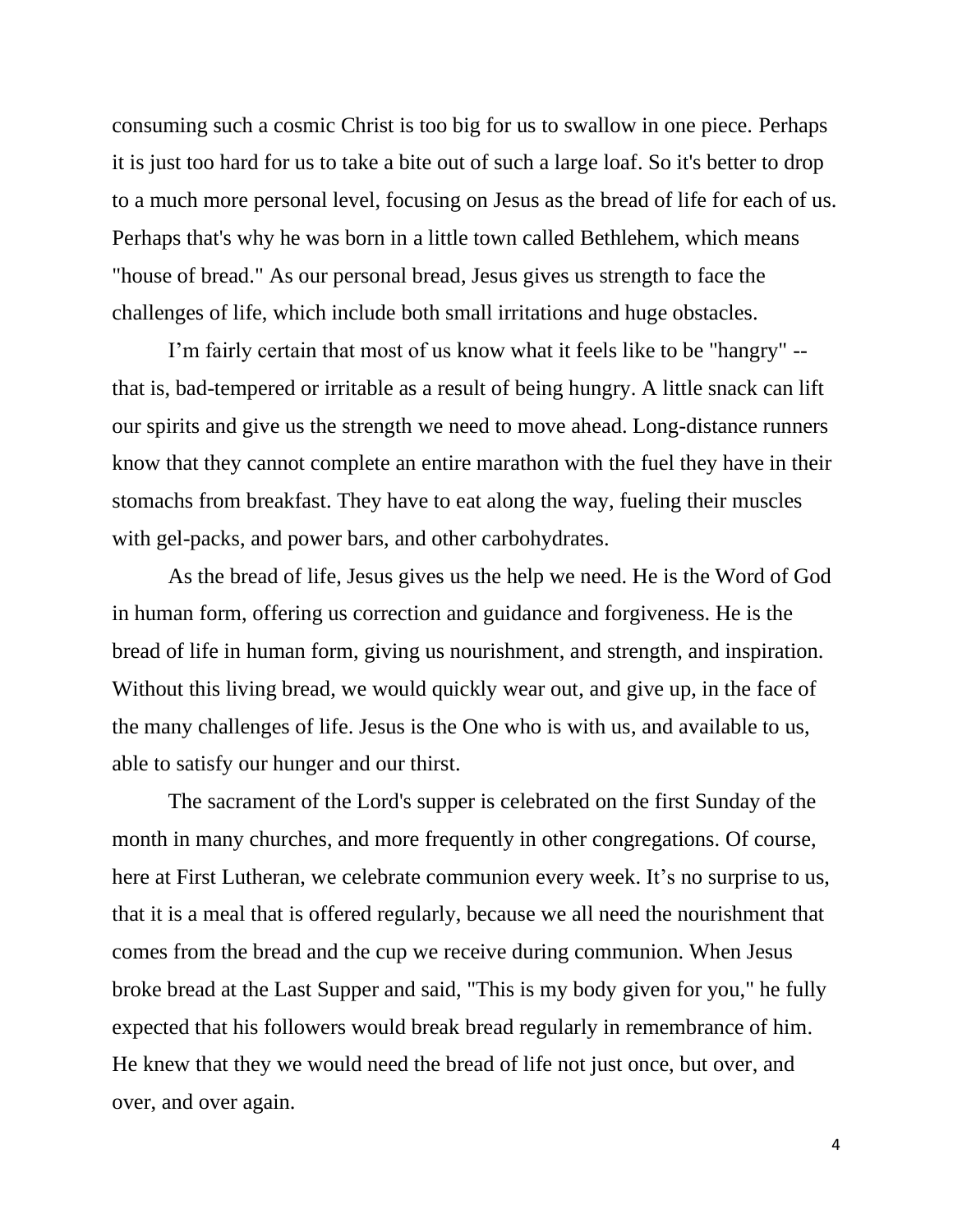consuming such a cosmic Christ is too big for us to swallow in one piece. Perhaps it is just too hard for us to take a bite out of such a large loaf. So it's better to drop to a much more personal level, focusing on Jesus as the bread of life for each of us. Perhaps that's why he was born in a little town called Bethlehem, which means "house of bread." As our personal bread, Jesus gives us strength to face the challenges of life, which include both small irritations and huge obstacles.

I'm fairly certain that most of us know what it feels like to be "hangry" -- that is, bad-tempered or irritable as a result of being hungry. A little snack can lift our spirits and give us the strength we need to move ahead. Long-distance runners know that they cannot complete an entire marathon with the fuel they have in their stomachs from breakfast. They have to eat along the way, fueling their muscles with gel-packs, and power bars, and other carbohydrates.

As the bread of life, Jesus gives us the help we need. He is the Word of God in human form, offering us correction and guidance and forgiveness. He is the bread of life in human form, giving us nourishment, and strength, and inspiration. Without this living bread, we would quickly wear out, and give up, in the face of the many challenges of life. Jesus is the One who is with us, and available to us, able to satisfy our hunger and our thirst.

The sacrament of the Lord's supper is celebrated on the first Sunday of the month in many churches, and more frequently in other congregations. Of course, here at First Lutheran, we celebrate communion every week. It's no surprise to us, that it is a meal that is offered regularly, because we all need the nourishment that comes from the bread and the cup we receive during communion. When Jesus broke bread at the Last Supper and said, "This is my body given for you," he fully expected that his followers would break bread regularly in remembrance of him. He knew that they we would need the bread of life not just once, but over, and over, and over again.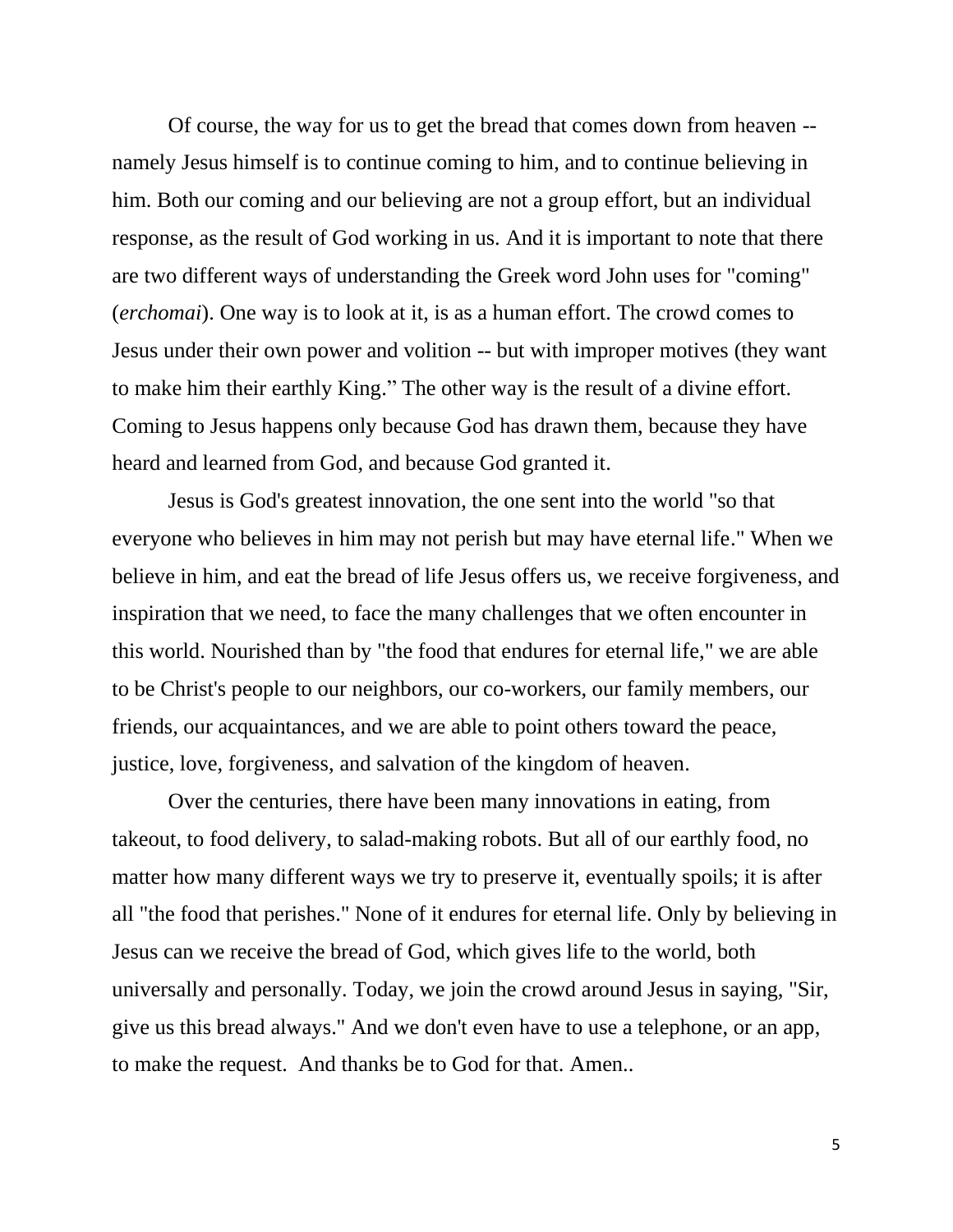Of course, the way for us to get the bread that comes down from heaven -- namely Jesus himself is to continue coming to him, and to continue believing in him. Both our coming and our believing are not a group effort, but an individual response, as the result of God working in us. And it is important to note that there are two different ways of understanding the Greek word John uses for "coming" (*erchomai*). One way is to look at it, is as a human effort. The crowd comes to Jesus under their own power and volition -- but with improper motives (they want to make him their earthly King." The other way is the result of a divine effort. Coming to Jesus happens only because God has drawn them, because they have heard and learned from God, and because God granted it.

Jesus is God's greatest innovation, the one sent into the world "so that everyone who believes in him may not perish but may have eternal life." When we believe in him, and eat the bread of life Jesus offers us, we receive forgiveness, and inspiration that we need, to face the many challenges that we often encounter in this world. Nourished than by "the food that endures for eternal life," we are able to be Christ's people to our neighbors, our co-workers, our family members, our friends, our acquaintances, and we are able to point others toward the peace, justice, love, forgiveness, and salvation of the kingdom of heaven.

Over the centuries, there have been many innovations in eating, from takeout, to food delivery, to salad-making robots. But all of our earthly food, no matter how many different ways we try to preserve it, eventually spoils; it is after all "the food that perishes." None of it endures for eternal life. Only by believing in Jesus can we receive the bread of God, which gives life to the world, both universally and personally. Today, we join the crowd around Jesus in saying, "Sir, give us this bread always." And we don't even have to use a telephone, or an app, to make the request. And thanks be to God for that. Amen..